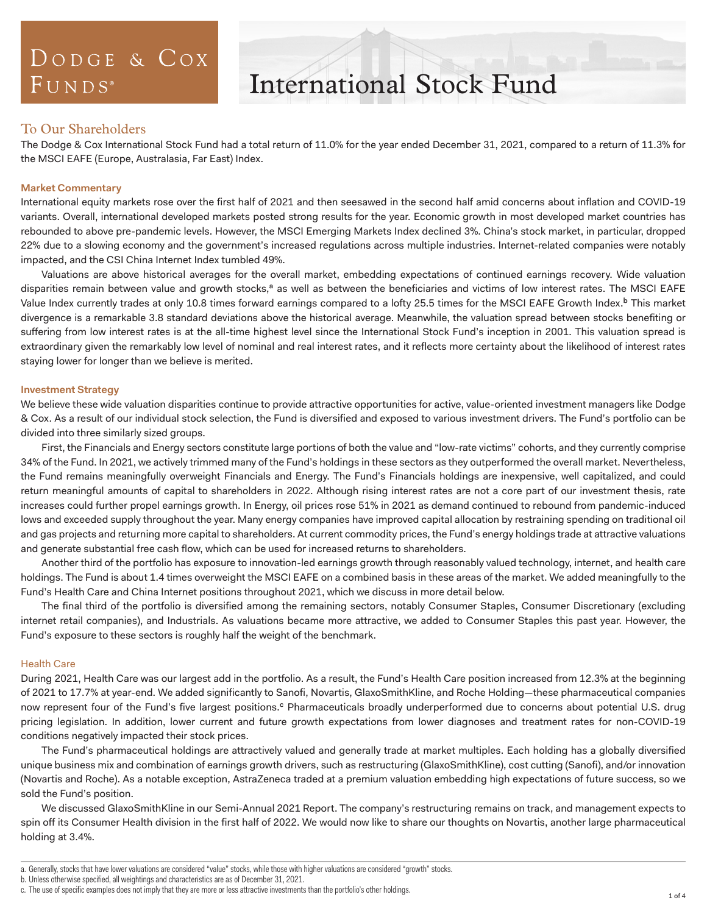# Dodge & Cox Funds®

# International Stock Fund

## To Our Shareholders

The Dodge & Cox International Stock Fund had a total return of 11.0% for the year ended December 31, 2021, compared to a return of 11.3% for the MSCI EAFE (Europe, Australasia, Far East) Index.

### Market Commentary

International equity markets rose over the first half of 2021 and then seesawed in the second half amid concerns about inflation and COVID-19 variants. Overall, international developed markets posted strong results for the year. Economic growth in most developed market countries has rebounded to above pre-pandemic levels. However, the MSCI Emerging Markets Index declined 3%. China's stock market, in particular, dropped 22% due to a slowing economy and the government's increased regulations across multiple industries. Internet-related companies were notably impacted, and the CSI China Internet Index tumbled 49%.

Valuations are above historical averages for the overall market, embedding expectations of continued earnings recovery. Wide valuation disparities remain between value and growth stocks,[a] as well as between the beneficiaries and victims of low interest rates. The MSCI EAFE Value Index currently trades at only 10.8 times forward earnings compared to a lofty 25.5 times for the MSCI EAFE Growth Index.[b] This market divergence is a remarkable 3.8 standard deviations above the historical average. Meanwhile, the valuation spread between stocks benefiting or suffering from low interest rates is at the all-time highest level since the International Stock Fund's inception in 2001. This valuation spread is extraordinary given the remarkably low level of nominal and real interest rates, and it reflects more certainty about the likelihood of interest rates staying lower for longer than we believe is merited.

### Investment Strategy

We believe these wide valuation disparities continue to provide attractive opportunities for active, value-oriented investment managers like Dodge & Cox. As a result of our individual stock selection, the Fund is diversified and exposed to various investment drivers. The Fund's portfolio can be divided into three similarly sized groups.

First, the Financials and Energy sectors constitute large portions of both the value and "low-rate victims" cohorts, and they currently comprise 34% of the Fund. In 2021, we actively trimmed many of the Fund's holdings in these sectors as they outperformed the overall market. Nevertheless, the Fund remains meaningfully overweight Financials and Energy. The Fund's Financials holdings are inexpensive, well capitalized, and could return meaningful amounts of capital to shareholders in 2022. Although rising interest rates are not a core part of our investment thesis, rate increases could further propel earnings growth. In Energy, oil prices rose 51% in 2021 as demand continued to rebound from pandemic-induced lows and exceeded supply throughout the year. Many energy companies have improved capital allocation by restraining spending on traditional oil and gas projects and returning more capital to shareholders. At current commodity prices, the Fund's energy holdings trade at attractive valuations and generate substantial free cash flow, which can be used for increased returns to shareholders.

Another third of the portfolio has exposure to innovation-led earnings growth through reasonably valued technology, internet, and health care holdings. The Fund is about 1.4 times overweight the MSCI EAFE on a combined basis in these areas of the market. We added meaningfully to the Fund's Health Care and China Internet positions throughout 2021, which we discuss in more detail below.

The final third of the portfolio is diversified among the remaining sectors, notably Consumer Staples, Consumer Discretionary (excluding internet retail companies), and Industrials. As valuations became more attractive, we added to Consumer Staples this past year. However, the Fund's exposure to these sectors is roughly half the weight of the benchmark.

### Health Care

During 2021, Health Care was our largest add in the portfolio. As a result, the Fund's Health Care position increased from 12.3% at the beginning of 2021 to 17.7% at year-end. We added significantly to Sanofi, Novartis, GlaxoSmithKline, and Roche Holding—these pharmaceutical companies now represent four of the Fund's five largest positions.[c] Pharmaceuticals broadly underperformed due to concerns about potential U.S. drug pricing legislation. In addition, lower current and future growth expectations from lower diagnoses and treatment rates for non-COVID-19 conditions negatively impacted their stock prices.

The Fund's pharmaceutical holdings are attractively valued and generally trade at market multiples. Each holding has a globally diversified unique business mix and combination of earnings growth drivers, such as restructuring (GlaxoSmithKline), cost cutting (Sanofi), and/or innovation (Novartis and Roche). As a notable exception, AstraZeneca traded at a premium valuation embedding high expectations of future success, so we sold the Fund's position.

We discussed GlaxoSmithKline in our Semi-Annual 2021 Report. The company's restructuring remains on track, and management expects to spin off its Consumer Health division in the first half of 2022. We would now like to share our thoughts on Novartis, another large pharmaceutical holding at 3.4%.

---

a. Generally, stocks that have lower valuations are considered "value" stocks, while those with higher valuations are considered "growth" stocks.

b. Unless otherwise specified, all weightings and characteristics are as of December 31, 2021.

c. The use of specific examples does not imply that they are more or less attractive investments than the portfolio's other holdings.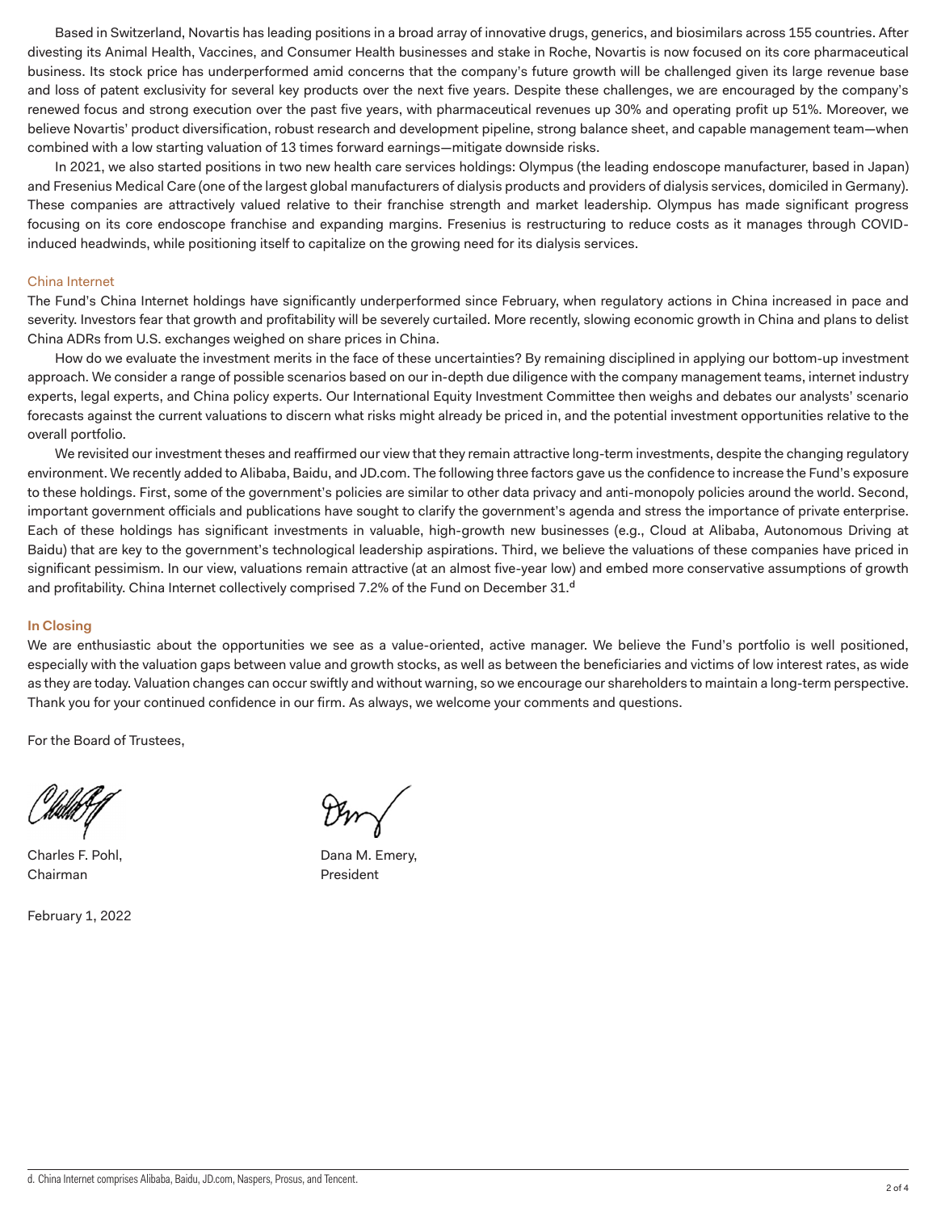Based in Switzerland, Novartis has leading positions in a broad array of innovative drugs, generics, and biosimilars across 155 countries. After divesting its Animal Health, Vaccines, and Consumer Health businesses and stake in Roche, Novartis is now focused on its core pharmaceutical business. Its stock price has underperformed amid concerns that the company's future growth will be challenged given its large revenue base and loss of patent exclusivity for several key products over the next five years. Despite these challenges, we are encouraged by the company's renewed focus and strong execution over the past five years, with pharmaceutical revenues up 30% and operating profit up 51%. Moreover, we believe Novartis' product diversification, robust research and development pipeline, strong balance sheet, and capable management team—when combined with a low starting valuation of 13 times forward earnings—mitigate downside risks.

In 2021, we also started positions in two new health care services holdings: Olympus (the leading endoscope manufacturer, based in Japan) and Fresenius Medical Care (one of the largest global manufacturers of dialysis products and providers of dialysis services, domiciled in Germany). These companies are attractively valued relative to their franchise strength and market leadership. Olympus has made significant progress focusing on its core endoscope franchise and expanding margins. Fresenius is restructuring to reduce costs as it manages through COVID-induced headwinds, while positioning itself to capitalize on the growing need for its dialysis services.

## China Internet

The Fund's China Internet holdings have significantly underperformed since February, when regulatory actions in China increased in pace and severity. Investors fear that growth and profitability will be severely curtailed. More recently, slowing economic growth in China and plans to delist China ADRs from U.S. exchanges weighed on share prices in China.

How do we evaluate the investment merits in the face of these uncertainties? By remaining disciplined in applying our bottom-up investment approach. We consider a range of possible scenarios based on our in-depth due diligence with the company management teams, internet industry experts, legal experts, and China policy experts. Our International Equity Investment Committee then weighs and debates our analysts' scenario forecasts against the current valuations to discern what risks might already be priced in, and the potential investment opportunities relative to the overall portfolio.

We revisited our investment theses and reaffirmed our view that they remain attractive long-term investments, despite the changing regulatory environment. We recently added to Alibaba, Baidu, and JD.com. The following three factors gave us the confidence to increase the Fund's exposure to these holdings. First, some of the government's policies are similar to other data privacy and anti-monopoly policies around the world. Second, important government officials and publications have sought to clarify the government's agenda and stress the importance of private enterprise. Each of these holdings has significant investments in valuable, high-growth new businesses (e.g., Cloud at Alibaba, Autonomous Driving at Baidu) that are key to the government's technological leadership aspirations. Third, we believe the valuations of these companies have priced in significant pessimism. In our view, valuations remain attractive (at an almost five-year low) and embed more conservative assumptions of growth and profitability. China Internet collectively comprised 7.2% of the Fund on December 31.[d]

## In Closing

We are enthusiastic about the opportunities we see as a value-oriented, active manager. We believe the Fund's portfolio is well positioned, especially with the valuation gaps between value and growth stocks, as well as between the beneficiaries and victims of low interest rates, as wide as they are today. Valuation changes can occur swiftly and without warning, so we encourage our shareholders to maintain a long-term perspective. Thank you for your continued confidence in our firm. As always, we welcome your comments and questions.

For the Board of Trustees,

Charles F. Pohl,
Chairman

Dana M. Emery,
President

February 1, 2022

d. China Internet comprises Alibaba, Baidu, JD.com, Naspers, Prosus, and Tencent.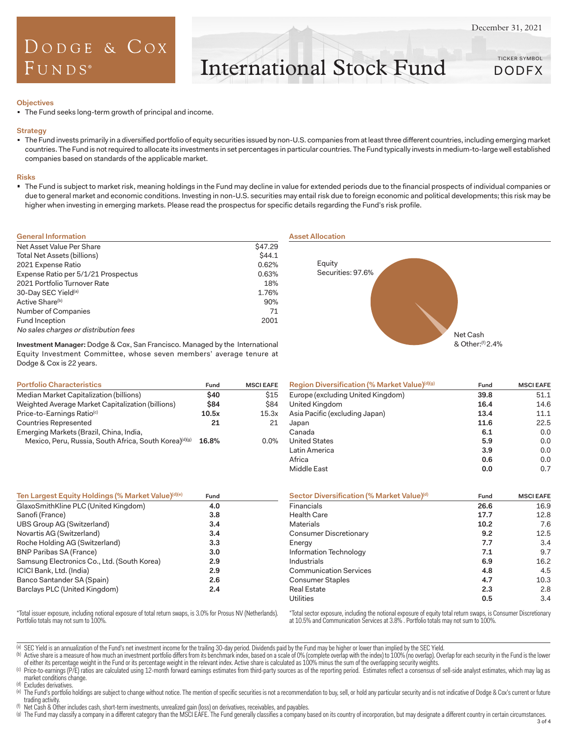# Dodge & Cox Funds®

## International Stock Fund

December 31, 2021

TICKER SYMBOL DODFX

### Objectives

- The Fund seeks long-term growth of principal and income.

### Strategy

- The Fund invests primarily in a diversified portfolio of equity securities issued by non-U.S. companies from at least three different countries, including emerging market countries. The Fund is not required to allocate its investments in set percentages in particular countries. The Fund typically invests in medium-to-large well established companies based on standards of the applicable market.

### Risks

- The Fund is subject to market risk, meaning holdings in the Fund may decline in value for extended periods due to the financial prospects of individual companies or due to general market and economic conditions. Investing in non-U.S. securities may entail risk due to foreign economic and political developments; this risk may be higher when investing in emerging markets. Please read the prospectus for specific details regarding the Fund's risk profile.

### General Information

| | |
|---|---|
| Net Asset Value Per Share | $47.29 |
| Total Net Assets (billions) | $44.1 |
| 2021 Expense Ratio | 0.62% |
| Expense Ratio per 5/1/21 Prospectus | 0.63% |
| 2021 Portfolio Turnover Rate | 18% |
| 30-Day SEC Yield[a] | 1.76% |
| Active Share[b] | 90% |
| Number of Companies | 71 |
| Fund Inception | 2001 |

*No sales charges or distribution fees*

**Investment Manager:** Dodge & Cox, San Francisco. Managed by the International Equity Investment Committee, whose seven members' average tenure at Dodge & Cox is 22 years.

### Asset Allocation

Equity Securities: 97.6%

Net Cash & Other:[f] 2.4%

### Portfolio Characteristics

| | Fund | MSCI EAFE |
|---|---|---|
| Median Market Capitalization (billions) | **$40** | $15 |
| Weighted Average Market Capitalization (billions) | **$84** | $84 |
| Price-to-Earnings Ratio[c] | **10.5x** | 15.3x |
| Countries Represented | **21** | 21 |
| Emerging Markets (Brazil, China, India, Mexico, Peru, Russia, South Africa, South Korea)[d][g] | **16.8%** | 0.0% |

### Region Diversification (% Market Value)[d][g]

| | Fund | MSCI EAFE |
|---|---|---|
| Europe (excluding United Kingdom) | **39.8** | 51.1 |
| United Kingdom | **16.4** | 14.6 |
| Asia Pacific (excluding Japan) | **13.4** | 11.1 |
| Japan | **11.6** | 22.5 |
| Canada | **6.1** | 0.0 |
| United States | **5.9** | 0.0 |
| Latin America | **3.9** | 0.0 |
| Africa | **0.6** | 0.0 |
| Middle East | **0.0** | 0.7 |

### Ten Largest Equity Holdings (% Market Value)[d][e]

| | Fund |
|---|---|
| GlaxoSmithKline PLC (United Kingdom) | **4.0** |
| Sanofi (France) | **3.8** |
| UBS Group AG (Switzerland) | **3.4** |
| Novartis AG (Switzerland) | **3.4** |
| Roche Holding AG (Switzerland) | **3.3** |
| BNP Paribas SA (France) | **3.0** |
| Samsung Electronics Co., Ltd. (South Korea) | **2.9** |
| ICICI Bank, Ltd. (India) | **2.9** |
| Banco Santander SA (Spain) | **2.6** |
| Barclays PLC (United Kingdom) | **2.4** |

*Total issuer exposure, including notional exposure of total return swaps, is 3.0% for Prosus NV (Netherlands). Portfolio totals may not sum to 100%.

### Sector Diversification (% Market Value)[d]

| | Fund | MSCI EAFE |
|---|---|---|
| Financials | **26.6** | 16.9 |
| Health Care | **17.7** | 12.8 |
| Materials | **10.2** | 7.6 |
| Consumer Discretionary | **9.2** | 12.5 |
| Energy | **7.7** | 3.4 |
| Information Technology | **7.1** | 9.7 |
| Industrials | **6.9** | 16.2 |
| Communication Services | **4.8** | 4.5 |
| Consumer Staples | **4.7** | 10.3 |
| Real Estate | **2.3** | 2.8 |
| Utilities | **0.5** | 3.4 |

*Total sector exposure, including the notional exposure of equity total return swaps, is Consumer Discretionary at 10.5% and Communication Services at 3.8%. Portfolio totals may not sum to 100%.

---

[a] SEC Yield is an annualization of the Fund's net investment income for the trailing 30-day period. Dividends paid by the Fund may be higher or lower than implied by the SEC Yield.

[b] Active share is a measure of how much an investment portfolio differs from its benchmark index, based on a scale of 0% (complete overlap with the index) to 100% (no overlap). Overlap for each security in the Fund is the lower of either its percentage weight in the Fund or its percentage weight in the relevant index. Active share is calculated as 100% minus the sum of the overlapping security weights.

[c] Price-to-earnings (P/E) ratios are calculated using 12-month forward earnings estimates from third-party sources as of the reporting period. Estimates reflect a consensus of sell-side analyst estimates, which may lag as market conditions change.

[d] Excludes derivatives.

[e] The Fund's portfolio holdings are subject to change without notice. The mention of specific securities is not a recommendation to buy, sell, or hold any particular security and is not indicative of Dodge & Cox's current or future trading activity.

[f] Net Cash & Other includes cash, short-term investments, unrealized gain (loss) on derivatives, receivables, and payables.

[g] The Fund may classify a company in a different category than the MSCI EAFE. The Fund generally classifies a company based on its country of incorporation, but may designate a different country in certain circumstances.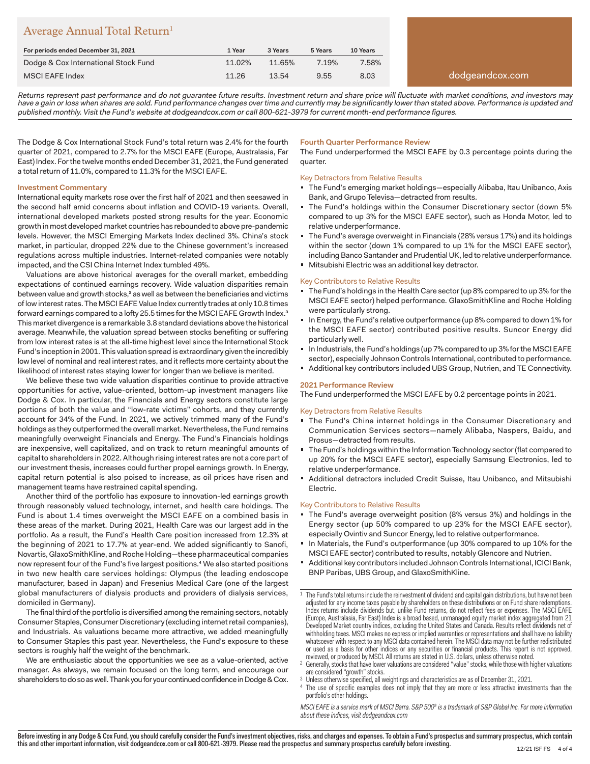## Average Annual Total Return[1]

| For periods ended December 31, 2021 | 1 Year | 3 Years | 5 Years | 10 Years |
|---|---|---|---|---|
| Dodge & Cox International Stock Fund | 11.02% | 11.65% | 7.19% | 7.58% |
| MSCI EAFE Index | 11.26 | 13.54 | 9.55 | 8.03 |

dodgeandcox.com

*Returns represent past performance and do not guarantee future results. Investment return and share price will fluctuate with market conditions, and investors may have a gain or loss when shares are sold. Fund performance changes over time and currently may be significantly lower than stated above. Performance is updated and published monthly. Visit the Fund's website at dodgeandcox.com or call 800-621-3979 for current month-end performance figures.*

The Dodge & Cox International Stock Fund's total return was 2.4% for the fourth quarter of 2021, compared to 2.7% for the MSCI EAFE (Europe, Australasia, Far East) Index. For the twelve months ended December 31, 2021, the Fund generated a total return of 11.0%, compared to 11.3% for the MSCI EAFE.

### Investment Commentary

International equity markets rose over the first half of 2021 and then seesawed in the second half amid concerns about inflation and COVID-19 variants. Overall, international developed markets posted strong results for the year. Economic growth in most developed market countries has rebounded to above pre-pandemic levels. However, the MSCI Emerging Markets Index declined 3%. China's stock market, in particular, dropped 22% due to the Chinese government's increased regulations across multiple industries. Internet-related companies were notably impacted, and the CSI China Internet Index tumbled 49%.

Valuations are above historical averages for the overall market, embedding expectations of continued earnings recovery. Wide valuation disparities remain between value and growth stocks,[2] as well as between the beneficiaries and victims of low interest rates. The MSCI EAFE Value Index currently trades at only 10.8 times forward earnings compared to a lofty 25.5 times for the MSCI EAFE Growth Index.[3] This market divergence is a remarkable 3.8 standard deviations above the historical average. Meanwhile, the valuation spread between stocks benefiting or suffering from low interest rates is at the all-time highest level since the International Stock Fund's inception in 2001. This valuation spread is extraordinary given the incredibly low level of nominal and real interest rates, and it reflects more certainty about the likelihood of interest rates staying lower for longer than we believe is merited.

We believe these two wide valuation disparities continue to provide attractive opportunities for active, value-oriented, bottom-up investment managers like Dodge & Cox. In particular, the Financials and Energy sectors constitute large portions of both the value and "low-rate victims" cohorts, and they currently account for 34% of the Fund. In 2021, we actively trimmed many of the Fund's holdings as they outperformed the overall market. Nevertheless, the Fund remains meaningfully overweight Financials and Energy. The Fund's Financials holdings are inexpensive, well capitalized, and on track to return meaningful amounts of capital to shareholders in 2022. Although rising interest rates are not a core part of our investment thesis, increases could further propel earnings growth. In Energy, capital return potential is also poised to increase, as oil prices have risen and management teams have restrained capital spending.

Another third of the portfolio has exposure to innovation-led earnings growth through reasonably valued technology, internet, and health care holdings. The Fund is about 1.4 times overweight the MSCI EAFE on a combined basis in these areas of the market. During 2021, Health Care was our largest add in the portfolio. As a result, the Fund's Health Care position increased from 12.3% at the beginning of 2021 to 17.7% at year-end. We added significantly to Sanofi, Novartis, GlaxoSmithKline, and Roche Holding—these pharmaceutical companies now represent four of the Fund's five largest positions.[4] We also started positions in two new health care services holdings: Olympus (the leading endoscope manufacturer, based in Japan) and Fresenius Medical Care (one of the largest global manufacturers of dialysis products and providers of dialysis services, domiciled in Germany).

The final third of the portfolio is diversified among the remaining sectors, notably Consumer Staples, Consumer Discretionary (excluding internet retail companies), and Industrials. As valuations became more attractive, we added meaningfully to Consumer Staples this past year. Nevertheless, the Fund's exposure to these sectors is roughly half the weight of the benchmark.

We are enthusiastic about the opportunities we see as a value-oriented, active manager. As always, we remain focused on the long term, and encourage our shareholders to do so as well. Thank you for your continued confidence in Dodge & Cox.

### Fourth Quarter Performance Review

The Fund underperformed the MSCI EAFE by 0.3 percentage points during the quarter.

#### Key Detractors from Relative Results

- The Fund's emerging market holdings—especially Alibaba, Itau Unibanco, Axis Bank, and Grupo Televisa—detracted from results.
- The Fund's holdings within the Consumer Discretionary sector (down 5% compared to up 3% for the MSCI EAFE sector), such as Honda Motor, led to relative underperformance.
- The Fund's average overweight in Financials (28% versus 17%) and its holdings within the sector (down 1% compared to up 1% for the MSCI EAFE sector), including Banco Santander and Prudential UK, led to relative underperformance.
- Mitsubishi Electric was an additional key detractor.

#### Key Contributors to Relative Results

- The Fund's holdings in the Health Care sector (up 8% compared to up 3% for the MSCI EAFE sector) helped performance. GlaxoSmithKline and Roche Holding were particularly strong.
- In Energy, the Fund's relative outperformance (up 8% compared to down 1% for the MSCI EAFE sector) contributed positive results. Suncor Energy did particularly well.
- In Industrials, the Fund's holdings (up 7% compared to up 3% for the MSCI EAFE sector), especially Johnson Controls International, contributed to performance.
- Additional key contributors included UBS Group, Nutrien, and TE Connectivity.

### 2021 Performance Review

The Fund underperformed the MSCI EAFE by 0.2 percentage points in 2021.

#### Key Detractors from Relative Results

- The Fund's China internet holdings in the Consumer Discretionary and Communication Services sectors—namely Alibaba, Naspers, Baidu, and Prosus—detracted from results.
- The Fund's holdings within the Information Technology sector (flat compared to up 20% for the MSCI EAFE sector), especially Samsung Electronics, led to relative underperformance.
- Additional detractors included Credit Suisse, Itau Unibanco, and Mitsubishi Electric.

#### Key Contributors to Relative Results

- The Fund's average overweight position (8% versus 3%) and holdings in the Energy sector (up 50% compared to up 23% for the MSCI EAFE sector), especially Ovintiv and Suncor Energy, led to relative outperformance.
- In Materials, the Fund's outperformance (up 30% compared to up 10% for the MSCI EAFE sector) contributed to results, notably Glencore and Nutrien.
- Additional key contributors included Johnson Controls International, ICICI Bank, BNP Paribas, UBS Group, and GlaxoSmithKline.

---

[1] The Fund's total returns include the reinvestment of dividend and capital gain distributions, but have not been adjusted for any income taxes payable by shareholders on these distributions or on Fund share redemptions. Index returns include dividends but, unlike Fund returns, do not reflect fees or expenses. The MSCI EAFE (Europe, Australasia, Far East) Index is a broad based, unmanaged equity market index aggregated from 21 Developed Market country indices, excluding the United States and Canada. Results reflect dividends net of withholding taxes. MSCI makes no express or implied warranties or representations and shall have no liability whatsoever with respect to any MSCI data contained herein. The MSCI data may not be further redistributed or used as a basis for other indices or any securities or financial products. This report is not approved, reviewed, or produced by MSCI. All returns are stated in U.S. dollars, unless otherwise noted.

[2] Generally, stocks that have lower valuations are considered "value" stocks, while those with higher valuations are considered "growth" stocks.

[3] Unless otherwise specified, all weightings and characteristics are as of December 31, 2021.

[4] The use of specific examples does not imply that they are more or less attractive investments than the portfolio's other holdings.

*MSCI EAFE is a service mark of MSCI Barra. S&P 500® is a trademark of S&P Global Inc. For more information about these indices, visit dodgeandcox.com*

**Before investing in any Dodge & Cox Fund, you should carefully consider the Fund's investment objectives, risks, and charges and expenses. To obtain a Fund's prospectus and summary prospectus, which contain this and other important information, visit dodgeandcox.com or call 800-621-3979. Please read the prospectus and summary prospectus carefully before investing.**

12/21 ISF FS